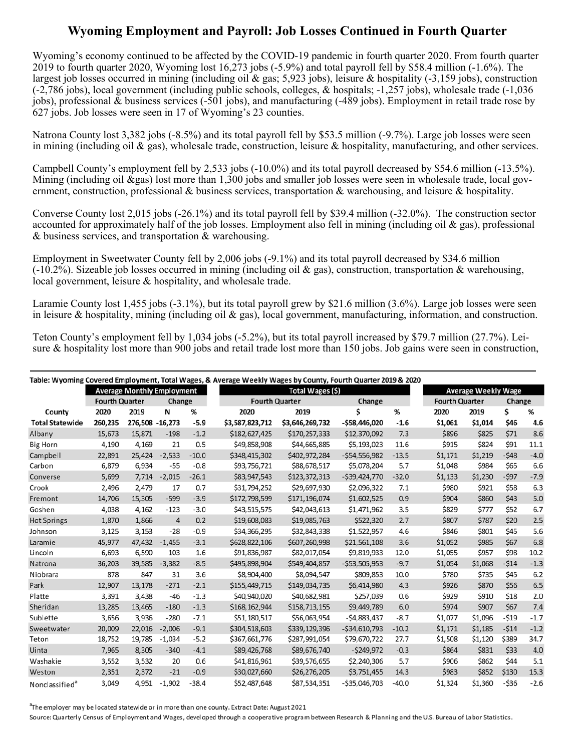# Wyoming Employment and Payroll: Job Losses Continued in Fourth Quarter

Wyoming's economy continued to be affected by the COVID-19 pandemic in fourth quarter 2020. From fourth quarter 2019 to fourth quarter 2020, Wyoming lost 16,273 jobs (-5.9%) and total payroll fell by $58.4 million (-1.6%). The largest job losses occurred in mining (including oil & gas; 5,923 jobs), leisure & hospitality (-3,159 jobs), construction (-2,786 jobs), local government (including public schools, colleges, & hospitals; -1,257 jobs), wholesale trade (-1,036 jobs), professional & business services (-501 jobs), and manufacturing (-489 jobs). Employment in retail trade rose by 627 jobs. Job losses were seen in 17 of Wyoming's 23 counties.

Natrona County lost 3,382 jobs (-8.5%) and its total payroll fell by $53.5 million (-9.7%). Large job losses were seen in mining (including oil & gas), wholesale trade, construction, leisure & hospitality, manufacturing, and other services.

Campbell County's employment fell by 2,533 jobs (-10.0%) and its total payroll decreased by $54.6 million (-13.5%). Mining (including oil &gas) lost more than 1,300 jobs and smaller job losses were seen in wholesale trade, local government, construction, professional & business services, transportation & warehousing, and leisure & hospitality.

Converse County lost 2,015 jobs (-26.1%) and its total payroll fell by $39.4 million (-32.0%). The construction sector accounted for approximately half of the job losses. Employment also fell in mining (including oil & gas), professional & business services, and transportation & warehousing.

Employment in Sweetwater County fell by 2,006 jobs (-9.1%) and its total payroll decreased by $34.6 million (-10.2%). Sizeable job losses occurred in mining (including oil & gas), construction, transportation & warehousing, local government, leisure & hospitality, and wholesale trade.

Laramie County lost 1,455 jobs (-3.1%), but its total payroll grew by $21.6 million (3.6%). Large job losses were seen in leisure & hospitality, mining (including oil & gas), local government, manufacturing, information, and construction.

Teton County's employment fell by 1,034 jobs (-5.2%), but its total payroll increased by $79.7 million (27.7%). Leisure & hospitality lost more than 900 jobs and retail trade lost more than 150 jobs. Job gains were seen in construction,

**Table: Wyoming Covered Employment, Total Wages, & Average Weekly Wages by County, Fourth Quarter 2019 & 2020**

| | Average Monthly Employment | | | | Total Wages ($) | | | | Average Weekly Wage | | | |
|---|---|---|---|---|---|---|---|---|---|---|---|---|
| | Fourth Quarter | | Change | | Fourth Quarter | | Change | | Fourth Quarter | | Change | |
| County | 2020 | 2019 | N | % | 2020 | 2019 | $ | % | 2020 | 2019 | $ | % |
| **Total Statewide** | **260,235** | **276,508** | **-16,273** | **-5.9** | **$3,587,823,712** | **$3,646,269,732** | **-$58,446,020** | **-1.6** | **$1,061** | **$1,014** | **$46** | **4.6** |
| Albany | 15,673 | 15,871 | -198 | -1.2 | $182,627,425 | $170,257,333 | $12,370,092 | 7.3 | $896 | $825 | $71 | 8.6 |
| Big Horn | 4,190 | 4,169 | 21 | 0.5 | $49,858,908 | $44,665,885 | $5,193,023 | 11.6 | $915 | $824 | $91 | 11.1 |
| Campbell | 22,891 | 25,424 | -2,533 | -10.0 | $348,415,302 | $402,972,284 | -$54,556,982 | -13.5 | $1,171 | $1,219 | -$48 | -4.0 |
| Carbon | 6,879 | 6,934 | -55 | -0.8 | $93,756,721 | $88,678,517 | $5,078,204 | 5.7 | $1,048 | $984 | $65 | 6.6 |
| Converse | 5,699 | 7,714 | -2,015 | -26.1 | $83,947,543 | $123,372,313 | -$39,424,770 | -32.0 | $1,133 | $1,230 | -$97 | -7.9 |
| Crook | 2,496 | 2,479 | 17 | 0.7 | $31,794,252 | $29,697,930 | $2,096,322 | 7.1 | $980 | $921 | $58 | 6.3 |
| Fremont | 14,706 | 15,305 | -599 | -3.9 | $172,798,599 | $171,196,074 | $1,602,525 | 0.9 | $904 | $860 | $43 | 5.0 |
| Goshen | 4,038 | 4,162 | -123 | -3.0 | $43,515,575 | $42,043,613 | $1,471,962 | 3.5 | $829 | $777 | $52 | 6.7 |
| Hot Springs | 1,870 | 1,866 | 4 | 0.2 | $19,608,083 | $19,085,763 | $522,320 | 2.7 | $807 | $787 | $20 | 2.5 |
| Johnson | 3,125 | 3,153 | -28 | -0.9 | $34,366,295 | $32,843,338 | $1,522,957 | 4.6 | $846 | $801 | $45 | 5.6 |
| Laramie | 45,977 | 47,432 | -1,455 | -3.1 | $628,822,106 | $607,260,998 | $21,561,108 | 3.6 | $1,052 | $985 | $67 | 6.8 |
| Lincoln | 6,693 | 6,590 | 103 | 1.6 | $91,836,987 | $82,017,054 | $9,819,933 | 12.0 | $1,055 | $957 | $98 | 10.2 |
| Natrona | 36,203 | 39,585 | -3,382 | -8.5 | $495,898,904 | $549,404,857 | -$53,505,953 | -9.7 | $1,054 | $1,068 | -$14 | -1.3 |
| Niobrara | 878 | 847 | 31 | 3.6 | $8,904,400 | $8,094,547 | $809,853 | 10.0 | $780 | $735 | $45 | 6.2 |
| Park | 12,907 | 13,178 | -271 | -2.1 | $155,449,715 | $149,034,735 | $6,414,980 | 4.3 | $926 | $870 | $56 | 6.5 |
| Platte | 3,391 | 3,438 | -46 | -1.3 | $40,940,020 | $40,682,981 | $257,039 | 0.6 | $929 | $910 | $18 | 2.0 |
| Sheridan | 13,285 | 13,465 | -180 | -1.3 | $168,162,944 | $158,713,155 | $9,449,789 | 6.0 | $974 | $907 | $67 | 7.4 |
| Sublette | 3,656 | 3,936 | -280 | -7.1 | $51,180,517 | $56,063,954 | -$4,883,437 | -8.7 | $1,077 | $1,096 | -$19 | -1.7 |
| Sweetwater | 20,009 | 22,016 | -2,006 | -9.1 | $304,518,603 | $339,129,396 | -$34,610,793 | -10.2 | $1,171 | $1,185 | -$14 | -1.2 |
| Teton | 18,752 | 19,785 | -1,034 | -5.2 | $367,661,776 | $287,991,054 | $79,670,722 | 27.7 | $1,508 | $1,120 | $389 | 34.7 |
| Uinta | 7,965 | 8,305 | -340 | -4.1 | $89,426,768 | $89,676,740 | -$249,972 | -0.3 | $864 | $831 | $33 | 4.0 |
| Washakie | 3,552 | 3,532 | 20 | 0.6 | $41,816,961 | $39,576,655 | $2,240,306 | 5.7 | $906 | $862 | $44 | 5.1 |
| Weston | 2,351 | 2,372 | -21 | -0.9 | $30,027,660 | $26,276,205 | $3,751,455 | 14.3 | $983 | $852 | $130 | 15.3 |
| Nonclassified[a] | 3,049 | 4,951 | -1,902 | -38.4 | $52,487,648 | $87,534,351 | -$35,046,703 | -40.0 | $1,324 | $1,360 | -$36 | -2.6 |

[a]The employer may be located statewide or in more than one county. Extract Date: August 2021

Source: Quarterly Census of Employment and Wages, developed through a cooperative program between Research & Planning and the U.S. Bureau of Labor Statistics.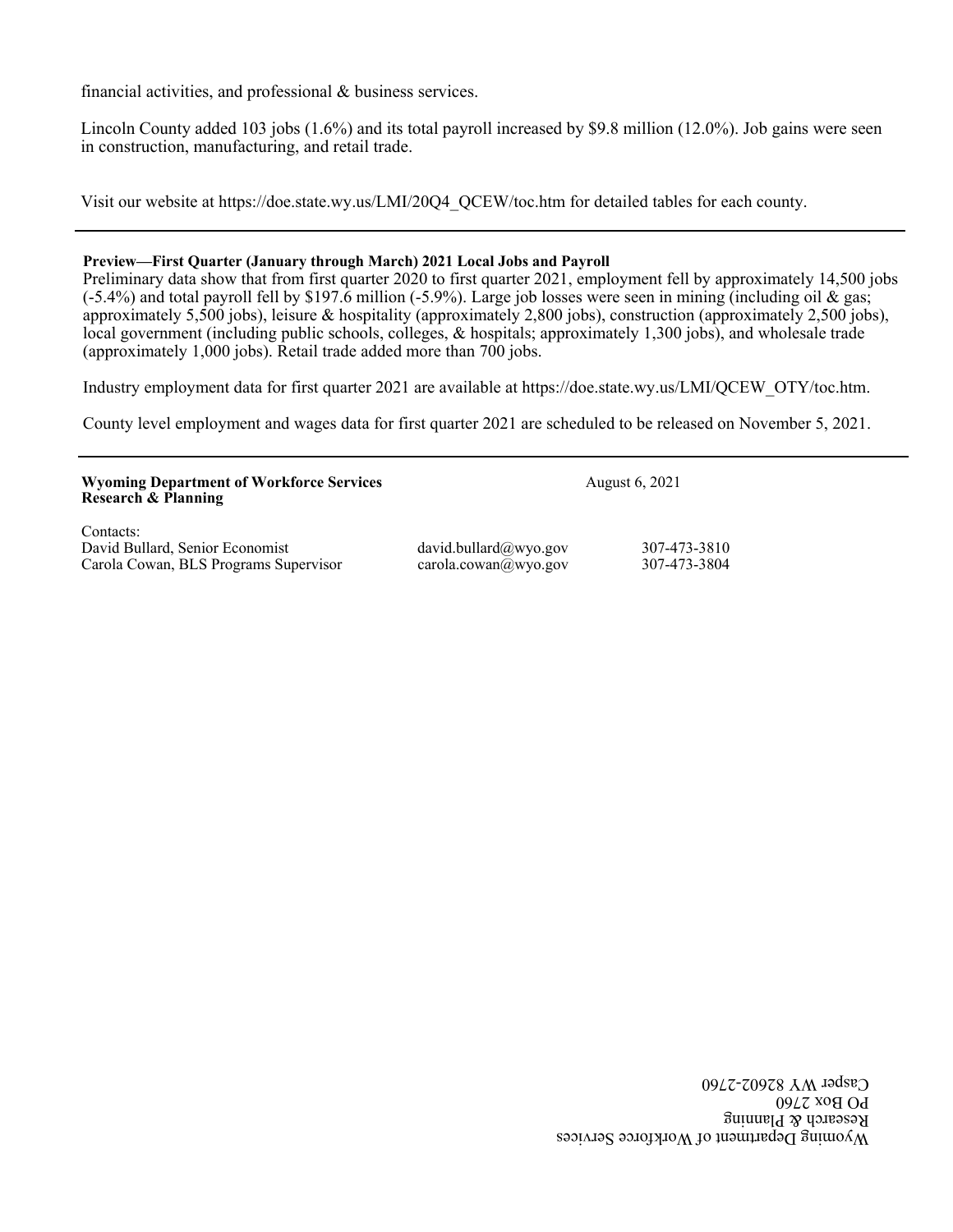financial activities, and professional & business services.

Lincoln County added 103 jobs (1.6%) and its total payroll increased by $9.8 million (12.0%). Job gains were seen in construction, manufacturing, and retail trade.

Visit our website at https://doe.state.wy.us/LMI/20Q4_QCEW/toc.htm for detailed tables for each county.

---

**Preview—First Quarter (January through March) 2021 Local Jobs and Payroll**
Preliminary data show that from first quarter 2020 to first quarter 2021, employment fell by approximately 14,500 jobs (-5.4%) and total payroll fell by $197.6 million (-5.9%). Large job losses were seen in mining (including oil & gas; approximately 5,500 jobs), leisure & hospitality (approximately 2,800 jobs), construction (approximately 2,500 jobs), local government (including public schools, colleges, & hospitals; approximately 1,300 jobs), and wholesale trade (approximately 1,000 jobs). Retail trade added more than 700 jobs.

Industry employment data for first quarter 2021 are available at https://doe.state.wy.us/LMI/QCEW_OTY/toc.htm.

County level employment and wages data for first quarter 2021 are scheduled to be released on November 5, 2021.

---

**Wyoming Department of Workforce Services**
**Research & Planning**

August 6, 2021

Contacts:

| | | |
|---|---|---|
| David Bullard, Senior Economist | david.bullard@wyo.gov | 307-473-3810 |
| Carola Cowan, BLS Programs Supervisor | carola.cowan@wyo.gov | 307-473-3804 |

Wyoming Department of Workforce Services
Research & Planning
PO Box 2760
Casper WY 82602-2760